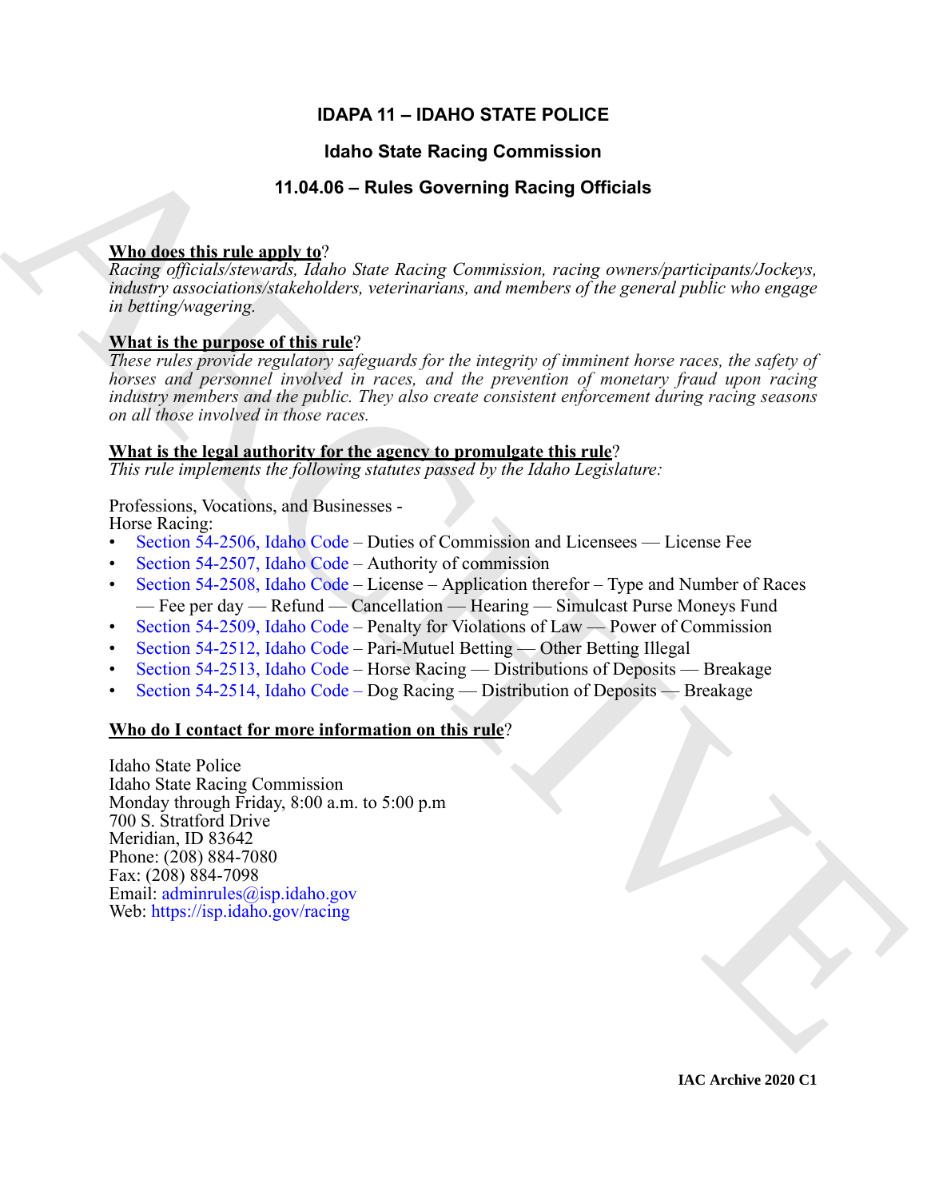# IDAPA 11 – IDAHO STATE POLICE

## Idaho State Racing Commission

## 11.04.06 – Rules Governing Racing Officials

**Who does this rule apply to**?

*Racing officials/stewards, Idaho State Racing Commission, racing owners/participants/Jockeys, industry associations/stakeholders, veterinarians, and members of the general public who engage in betting/wagering.*

**What is the purpose of this rule**?

*These rules provide regulatory safeguards for the integrity of imminent horse races, the safety of horses and personnel involved in races, and the prevention of monetary fraud upon racing industry members and the public. They also create consistent enforcement during racing seasons on all those involved in those races.*

**What is the legal authority for the agency to promulgate this rule**?

*This rule implements the following statutes passed by the Idaho Legislature:*

Professions, Vocations, and Businesses -
Horse Racing:

- Section 54-2506, Idaho Code – Duties of Commission and Licensees — License Fee
- Section 54-2507, Idaho Code – Authority of commission
- Section 54-2508, Idaho Code – License – Application therefor – Type and Number of Races — Fee per day — Refund — Cancellation — Hearing — Simulcast Purse Moneys Fund
- Section 54-2509, Idaho Code – Penalty for Violations of Law — Power of Commission
- Section 54-2512, Idaho Code – Pari-Mutuel Betting — Other Betting Illegal
- Section 54-2513, Idaho Code – Horse Racing — Distributions of Deposits — Breakage
- Section 54-2514, Idaho Code – Dog Racing — Distribution of Deposits — Breakage

**Who do I contact for more information on this rule**?

Idaho State Police
Idaho State Racing Commission
Monday through Friday, 8:00 a.m. to 5:00 p.m
700 S. Stratford Drive
Meridian, ID 83642
Phone: (208) 884-7080
Fax: (208) 884-7098
Email: adminrules@isp.idaho.gov
Web: https://isp.idaho.gov/racing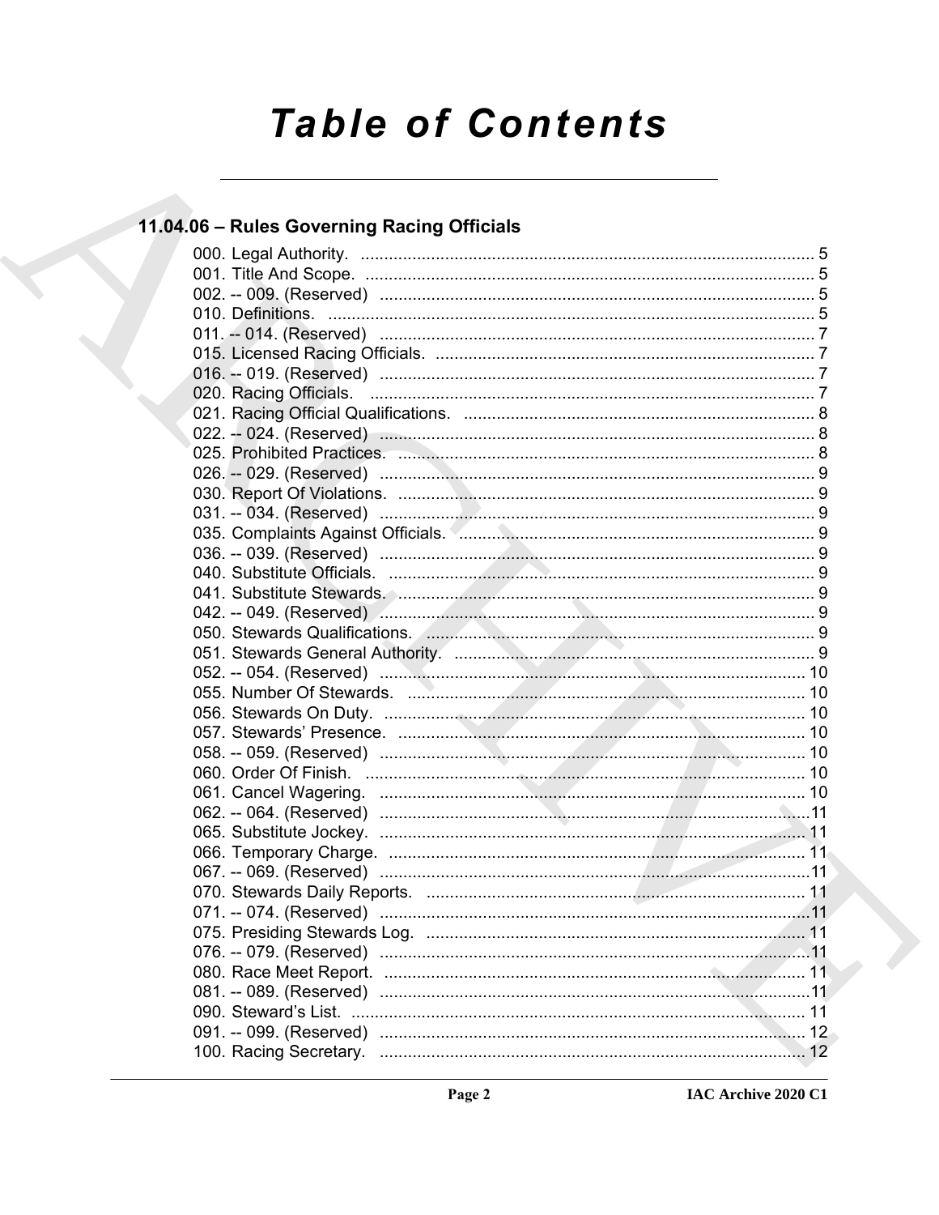# Table of Contents

## 11.04.06 – Rules Governing Racing Officials

000. Legal Authority. ..... 5
001. Title And Scope. ..... 5
002. -- 009. (Reserved) ..... 5
010. Definitions. ..... 5
011. -- 014. (Reserved) ..... 7
015. Licensed Racing Officials. ..... 7
016. -- 019. (Reserved) ..... 7
020. Racing Officials. ..... 7
021. Racing Official Qualifications. ..... 8
022. -- 024. (Reserved) ..... 8
025. Prohibited Practices. ..... 8
026. -- 029. (Reserved) ..... 9
030. Report Of Violations. ..... 9
031. -- 034. (Reserved) ..... 9
035. Complaints Against Officials. ..... 9
036. -- 039. (Reserved) ..... 9
040. Substitute Officials. ..... 9
041. Substitute Stewards. ..... 9
042. -- 049. (Reserved) ..... 9
050. Stewards Qualifications. ..... 9
051. Stewards General Authority. ..... 9
052. -- 054. (Reserved) ..... 10
055. Number Of Stewards. ..... 10
056. Stewards On Duty. ..... 10
057. Stewards' Presence. ..... 10
058. -- 059. (Reserved) ..... 10
060. Order Of Finish. ..... 10
061. Cancel Wagering. ..... 10
062. -- 064. (Reserved) ..... 11
065. Substitute Jockey. ..... 11
066. Temporary Charge. ..... 11
067. -- 069. (Reserved) ..... 11
070. Stewards Daily Reports. ..... 11
071. -- 074. (Reserved) ..... 11
075. Presiding Stewards Log. ..... 11
076. -- 079. (Reserved) ..... 11
080. Race Meet Report. ..... 11
081. -- 089. (Reserved) ..... 11
090. Steward's List. ..... 11
091. -- 099. (Reserved) ..... 12
100. Racing Secretary. ..... 12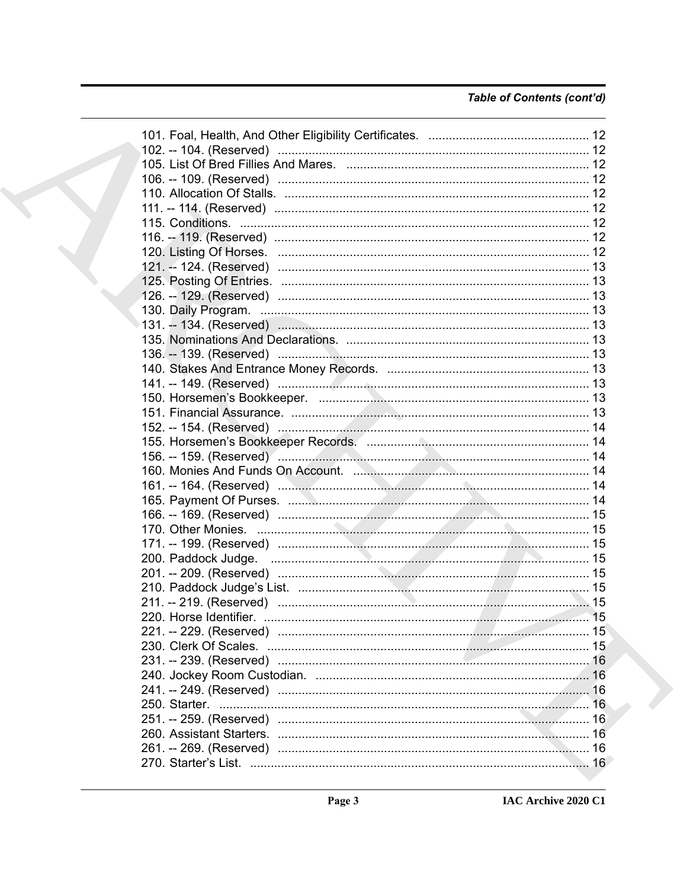*Table of Contents (cont'd)*

101. Foal, Health, And Other Eligibility Certificates. ............................................... 12
102. -- 104. (Reserved) .......................................................................................... 12
105. List Of Bred Fillies And Mares. ...................................................................... 12
106. -- 109. (Reserved) .......................................................................................... 12
110. Allocation Of Stalls. ........................................................................................ 12
111. -- 114. (Reserved) .......................................................................................... 12
115. Conditions. ..................................................................................................... 12
116. -- 119. (Reserved) .......................................................................................... 12
120. Listing Of Horses. .......................................................................................... 12
121. -- 124. (Reserved) .......................................................................................... 13
125. Posting Of Entries. ......................................................................................... 13
126. -- 129. (Reserved) .......................................................................................... 13
130. Daily Program. ................................................................................................ 13
131. -- 134. (Reserved) .......................................................................................... 13
135. Nominations And Declarations. ...................................................................... 13
136. -- 139. (Reserved) .......................................................................................... 13
140. Stakes And Entrance Money Records. ........................................................... 13
141. -- 149. (Reserved) .......................................................................................... 13
150. Horsemen's Bookkeeper. ............................................................................... 13
151. Financial Assurance. ...................................................................................... 13
152. -- 154. (Reserved) .......................................................................................... 14
155. Horsemen's Bookkeeper Records. ................................................................. 14
156. -- 159. (Reserved) .......................................................................................... 14
160. Monies And Funds On Account. .................................................................... 14
161. -- 164. (Reserved) .......................................................................................... 14
165. Payment Of Purses. ........................................................................................ 14
166. -- 169. (Reserved) .......................................................................................... 15
170. Other Monies. ................................................................................................. 15
171. -- 199. (Reserved) .......................................................................................... 15
200. Paddock Judge. ............................................................................................. 15
201. -- 209. (Reserved) .......................................................................................... 15
210. Paddock Judge's List. .................................................................................... 15
211. -- 219. (Reserved) .......................................................................................... 15
220. Horse Identifier. .............................................................................................. 15
221. -- 229. (Reserved) .......................................................................................... 15
230. Clerk Of Scales. ............................................................................................. 15
231. -- 239. (Reserved) .......................................................................................... 16
240. Jockey Room Custodian. ................................................................................ 16
241. -- 249. (Reserved) .......................................................................................... 16
250. Starter. ............................................................................................................ 16
251. -- 259. (Reserved) .......................................................................................... 16
260. Assistant Starters. .......................................................................................... 16
261. -- 269. (Reserved) .......................................................................................... 16
270. Starter's List. ................................................................................................... 16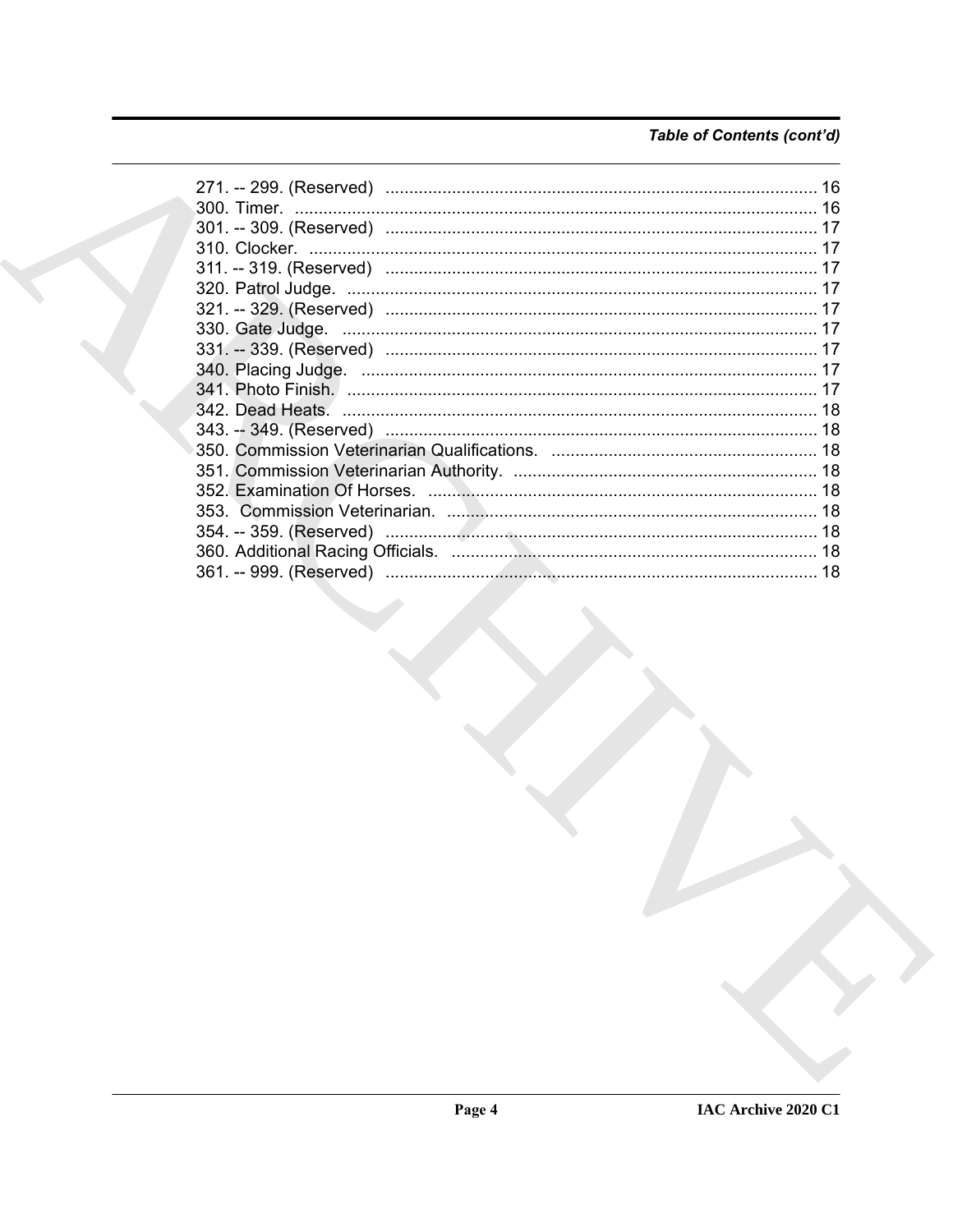*Table of Contents (cont'd)*

271. -- 299. (Reserved) ........................................................................................... 16
300. Timer. ............................................................................................................. 16
301. -- 309. (Reserved) ........................................................................................... 17
310. Clocker. ........................................................................................................... 17
311. -- 319. (Reserved) ........................................................................................... 17
320. Patrol Judge. ................................................................................................... 17
321. -- 329. (Reserved) ........................................................................................... 17
330. Gate Judge. .................................................................................................... 17
331. -- 339. (Reserved) ........................................................................................... 17
340. Placing Judge. ................................................................................................ 17
341. Photo Finish. ................................................................................................... 17
342. Dead Heats. .................................................................................................... 18
343. -- 349. (Reserved) ........................................................................................... 18
350. Commission Veterinarian Qualifications. ........................................................ 18
351. Commission Veterinarian Authority. ................................................................ 18
352. Examination Of Horses. .................................................................................. 18
353. Commission Veterinarian. .............................................................................. 18
354. -- 359. (Reserved) ........................................................................................... 18
360. Additional Racing Officials. ............................................................................. 18
361. -- 999. (Reserved) ........................................................................................... 18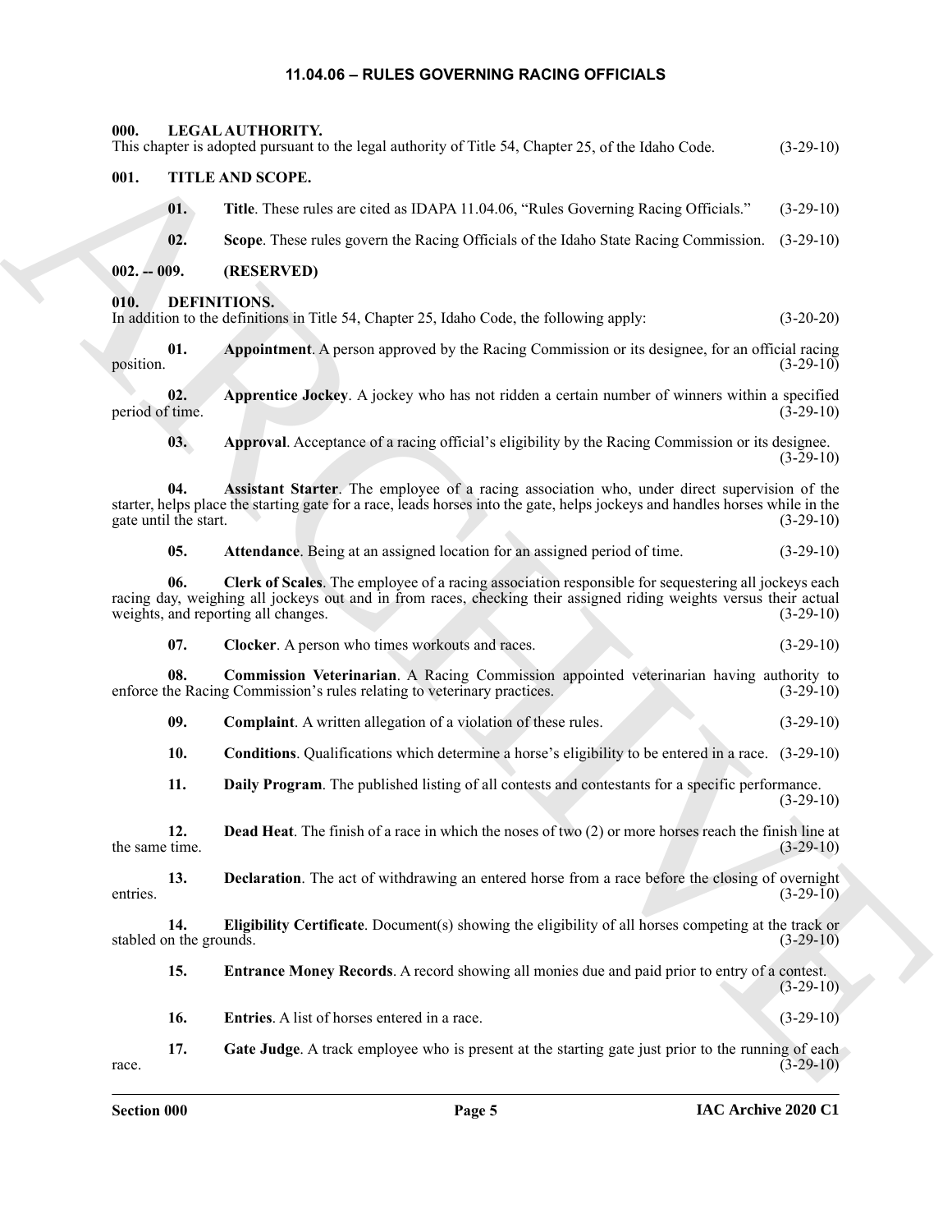# 11.04.06 – RULES GOVERNING RACING OFFICIALS

**000. LEGAL AUTHORITY.**
This chapter is adopted pursuant to the legal authority of Title 54, Chapter 25, of the Idaho Code. (3-29-10)

**001. TITLE AND SCOPE.**

**01. Title**. These rules are cited as IDAPA 11.04.06, "Rules Governing Racing Officials." (3-29-10)

**02. Scope**. These rules govern the Racing Officials of the Idaho State Racing Commission. (3-29-10)

**002. -- 009. (RESERVED)**

**010. DEFINITIONS.**
In addition to the definitions in Title 54, Chapter 25, Idaho Code, the following apply: (3-20-20)

**01. Appointment**. A person approved by the Racing Commission or its designee, for an official racing position. (3-29-10)

**02. Apprentice Jockey**. A jockey who has not ridden a certain number of winners within a specified period of time. (3-29-10)

**03. Approval**. Acceptance of a racing official's eligibility by the Racing Commission or its designee. (3-29-10)

**04. Assistant Starter**. The employee of a racing association who, under direct supervision of the starter, helps place the starting gate for a race, leads horses into the gate, helps jockeys and handles horses while in the gate until the start. (3-29-10)

**05. Attendance**. Being at an assigned location for an assigned period of time. (3-29-10)

**06. Clerk of Scales**. The employee of a racing association responsible for sequestering all jockeys each racing day, weighing all jockeys out and in from races, checking their assigned riding weights versus their actual weights, and reporting all changes. (3-29-10)

**07. Clocker**. A person who times workouts and races. (3-29-10)

**08. Commission Veterinarian**. A Racing Commission appointed veterinarian having authority to enforce the Racing Commission's rules relating to veterinary practices. (3-29-10)

**09. Complaint**. A written allegation of a violation of these rules. (3-29-10)

**10. Conditions**. Qualifications which determine a horse's eligibility to be entered in a race. (3-29-10)

**11. Daily Program**. The published listing of all contests and contestants for a specific performance. (3-29-10)

**12. Dead Heat**. The finish of a race in which the noses of two (2) or more horses reach the finish line at the same time. (3-29-10)

**13. Declaration**. The act of withdrawing an entered horse from a race before the closing of overnight entries. (3-29-10)

**14. Eligibility Certificate**. Document(s) showing the eligibility of all horses competing at the track or stabled on the grounds. (3-29-10)

**15. Entrance Money Records**. A record showing all monies due and paid prior to entry of a contest. (3-29-10)

**16. Entries**. A list of horses entered in a race. (3-29-10)

**17. Gate Judge**. A track employee who is present at the starting gate just prior to the running of each race. (3-29-10)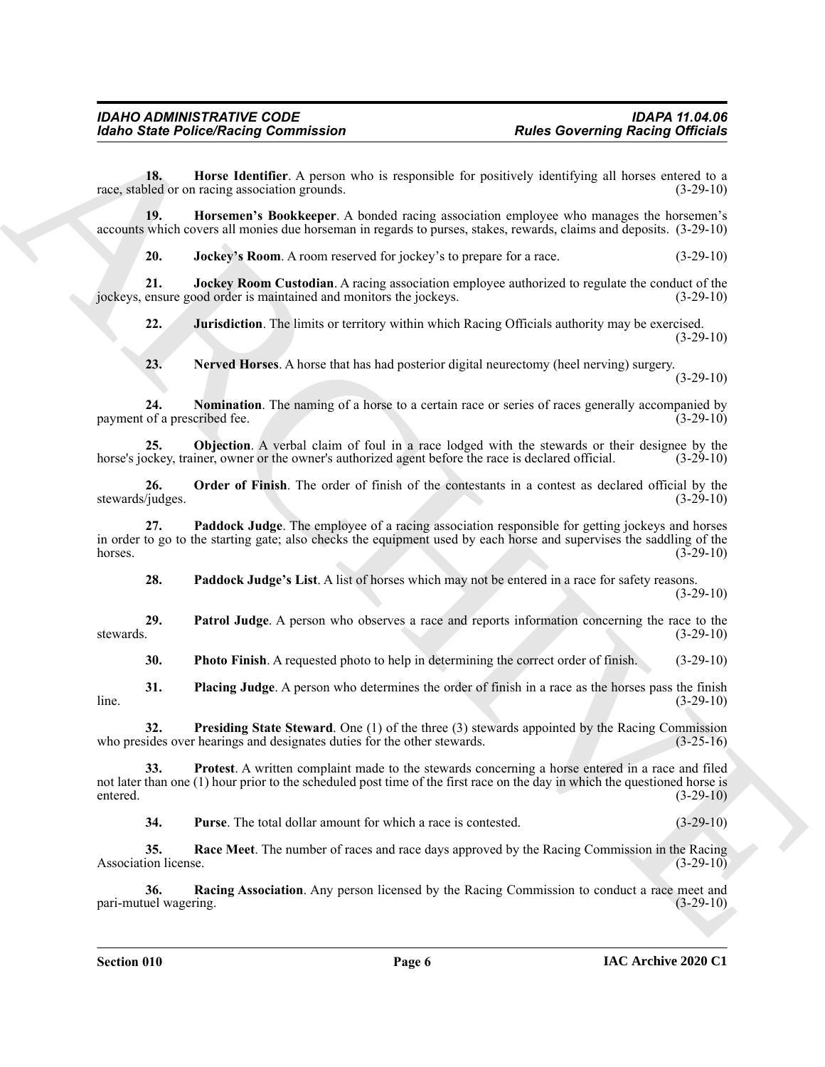**18. Horse Identifier**. A person who is responsible for positively identifying all horses entered to a race, stabled or on racing association grounds. (3-29-10)

**19. Horsemen's Bookkeeper**. A bonded racing association employee who manages the horsemen's accounts which covers all monies due horseman in regards to purses, stakes, rewards, claims and deposits. (3-29-10)

**20. Jockey's Room**. A room reserved for jockey's to prepare for a race. (3-29-10)

**21. Jockey Room Custodian**. A racing association employee authorized to regulate the conduct of the jockeys, ensure good order is maintained and monitors the jockeys. (3-29-10)

**22. Jurisdiction**. The limits or territory within which Racing Officials authority may be exercised. (3-29-10)

**23. Nerved Horses**. A horse that has had posterior digital neurectomy (heel nerving) surgery. (3-29-10)

**24. Nomination**. The naming of a horse to a certain race or series of races generally accompanied by payment of a prescribed fee. (3-29-10)

**25. Objection**. A verbal claim of foul in a race lodged with the stewards or their designee by the horse's jockey, trainer, owner or the owner's authorized agent before the race is declared official. (3-29-10)

**26. Order of Finish**. The order of finish of the contestants in a contest as declared official by the stewards/judges. (3-29-10)

**27. Paddock Judge**. The employee of a racing association responsible for getting jockeys and horses in order to go to the starting gate; also checks the equipment used by each horse and supervises the saddling of the horses. (3-29-10)

**28. Paddock Judge's List**. A list of horses which may not be entered in a race for safety reasons. (3-29-10)

**29. Patrol Judge**. A person who observes a race and reports information concerning the race to the stewards. (3-29-10)

**30. Photo Finish**. A requested photo to help in determining the correct order of finish. (3-29-10)

**31. Placing Judge**. A person who determines the order of finish in a race as the horses pass the finish line. (3-29-10)

**32. Presiding State Steward**. One (1) of the three (3) stewards appointed by the Racing Commission who presides over hearings and designates duties for the other stewards. (3-25-16)

**33. Protest**. A written complaint made to the stewards concerning a horse entered in a race and filed not later than one (1) hour prior to the scheduled post time of the first race on the day in which the questioned horse is entered. (3-29-10)

**34. Purse**. The total dollar amount for which a race is contested. (3-29-10)

**35. Race Meet**. The number of races and race days approved by the Racing Commission in the Racing Association license. (3-29-10)

**36. Racing Association**. Any person licensed by the Racing Commission to conduct a race meet and pari-mutuel wagering. (3-29-10)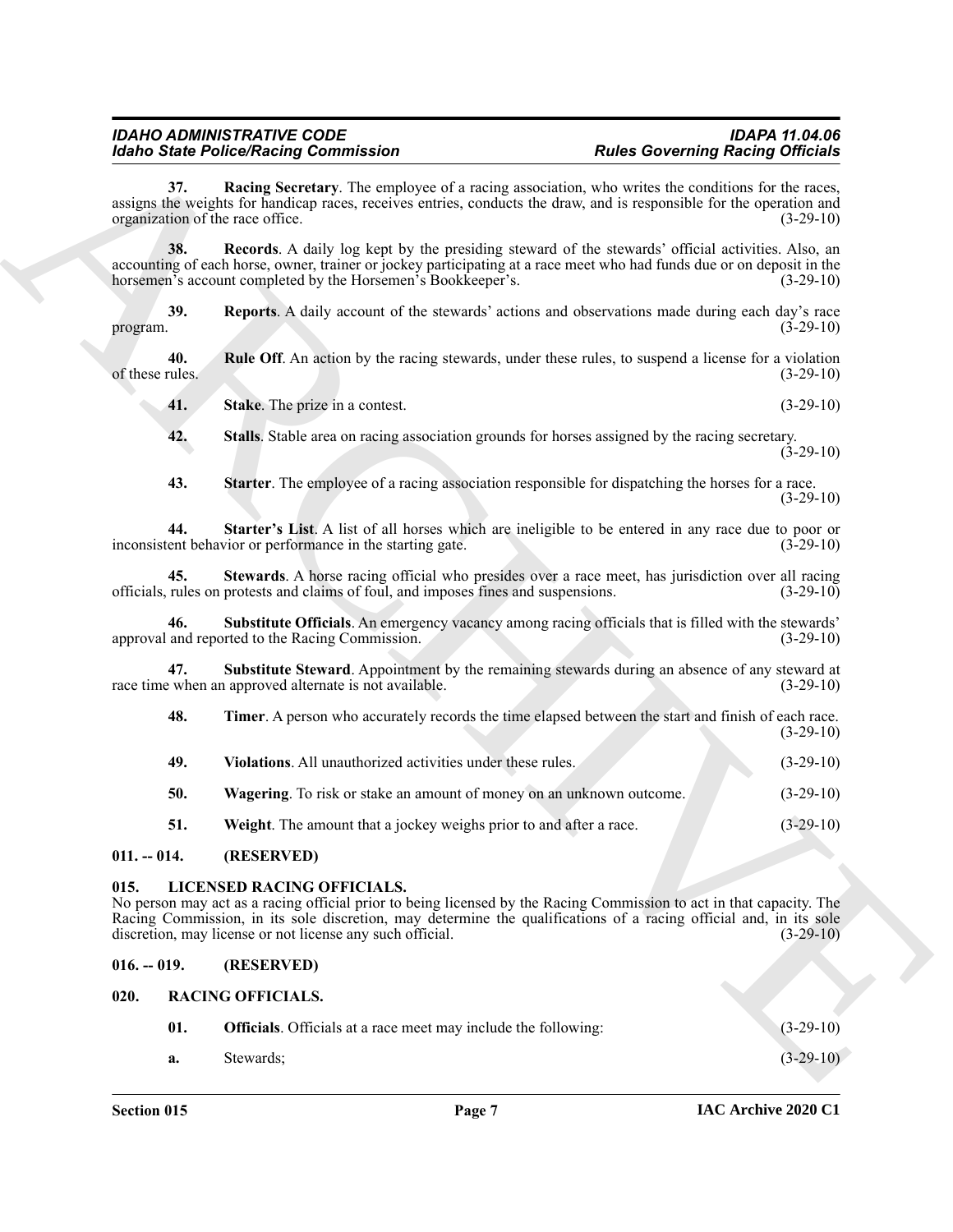**37. Racing Secretary**. The employee of a racing association, who writes the conditions for the races, assigns the weights for handicap races, receives entries, conducts the draw, and is responsible for the operation and organization of the race office. (3-29-10)

**38. Records**. A daily log kept by the presiding steward of the stewards' official activities. Also, an accounting of each horse, owner, trainer or jockey participating at a race meet who had funds due or on deposit in the horsemen's account completed by the Horsemen's Bookkeeper's. (3-29-10)

**39. Reports**. A daily account of the stewards' actions and observations made during each day's race program. (3-29-10)

**40. Rule Off**. An action by the racing stewards, under these rules, to suspend a license for a violation of these rules. (3-29-10)

**41. Stake**. The prize in a contest. (3-29-10)

**42. Stalls**. Stable area on racing association grounds for horses assigned by the racing secretary. (3-29-10)

**43. Starter**. The employee of a racing association responsible for dispatching the horses for a race. (3-29-10)

**44. Starter's List**. A list of all horses which are ineligible to be entered in any race due to poor or inconsistent behavior or performance in the starting gate. (3-29-10)

**45. Stewards**. A horse racing official who presides over a race meet, has jurisdiction over all racing officials, rules on protests and claims of foul, and imposes fines and suspensions. (3-29-10)

**46. Substitute Officials**. An emergency vacancy among racing officials that is filled with the stewards' approval and reported to the Racing Commission. (3-29-10)

**47. Substitute Steward**. Appointment by the remaining stewards during an absence of any steward at race time when an approved alternate is not available. (3-29-10)

**48. Timer**. A person who accurately records the time elapsed between the start and finish of each race. (3-29-10)

**49. Violations**. All unauthorized activities under these rules. (3-29-10)

**50. Wagering**. To risk or stake an amount of money on an unknown outcome. (3-29-10)

**51. Weight**. The amount that a jockey weighs prior to and after a race. (3-29-10)

## 011. -- 014. (RESERVED)

## 015. LICENSED RACING OFFICIALS.

No person may act as a racing official prior to being licensed by the Racing Commission to act in that capacity. The Racing Commission, in its sole discretion, may determine the qualifications of a racing official and, in its sole discretion, may license or not license any such official. (3-29-10)

## 016. -- 019. (RESERVED)

## 020. RACING OFFICIALS.

**01. Officials**. Officials at a race meet may include the following: (3-29-10)

**a.** Stewards; (3-29-10)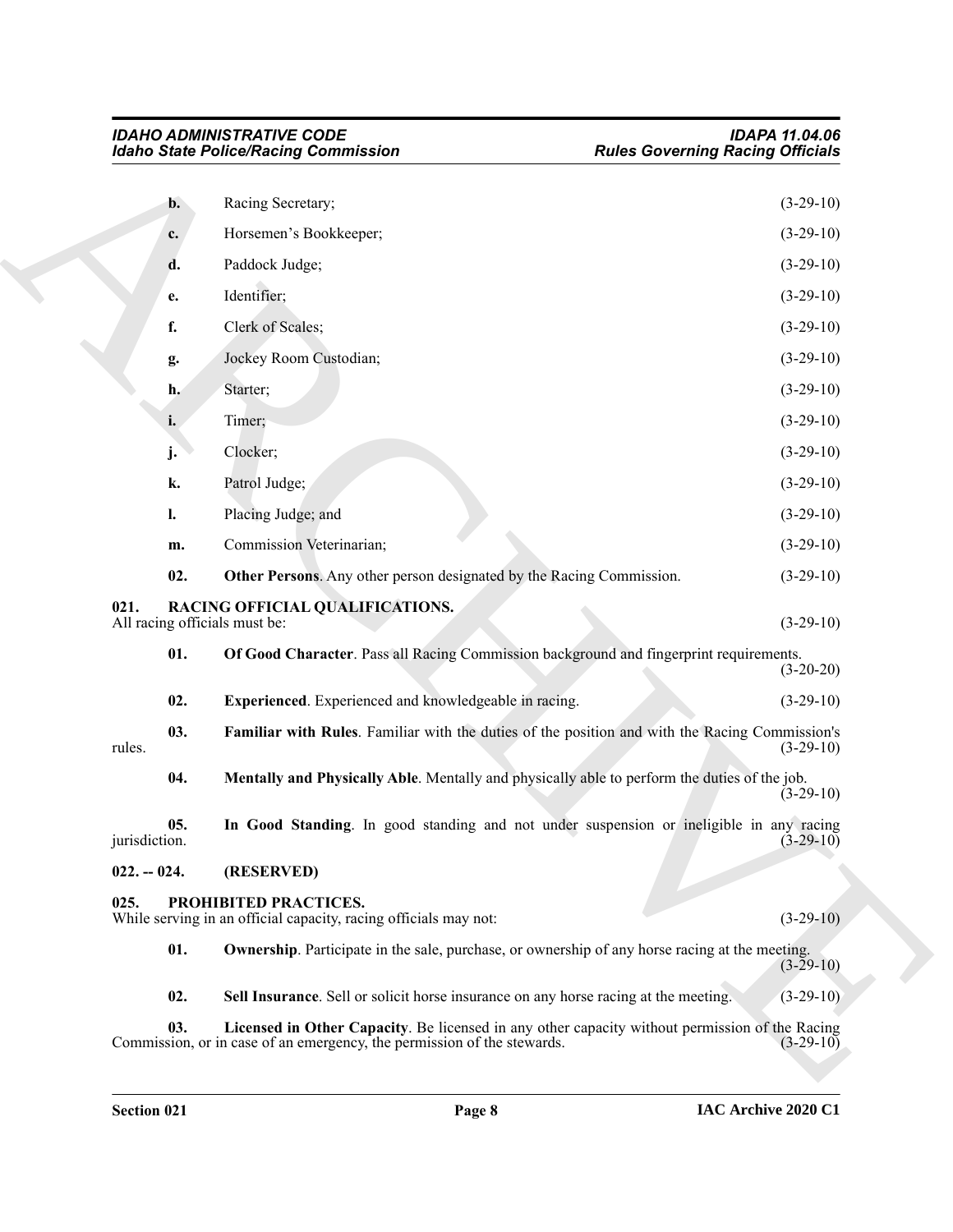**b.** Racing Secretary; (3-29-10)

**c.** Horsemen's Bookkeeper; (3-29-10)

**d.** Paddock Judge; (3-29-10)

**e.** Identifier; (3-29-10)

**f.** Clerk of Scales; (3-29-10)

**g.** Jockey Room Custodian; (3-29-10)

**h.** Starter; (3-29-10)

**i.** Timer; (3-29-10)

**j.** Clocker; (3-29-10)

**k.** Patrol Judge; (3-29-10)

**l.** Placing Judge; and (3-29-10)

**m.** Commission Veterinarian; (3-29-10)

**02. Other Persons**. Any other person designated by the Racing Commission. (3-29-10)

### 021. RACING OFFICIAL QUALIFICATIONS.

All racing officials must be: (3-29-10)

**01. Of Good Character**. Pass all Racing Commission background and fingerprint requirements. (3-20-20)

**02. Experienced**. Experienced and knowledgeable in racing. (3-29-10)

**03. Familiar with Rules**. Familiar with the duties of the position and with the Racing Commission's rules. (3-29-10)

**04. Mentally and Physically Able**. Mentally and physically able to perform the duties of the job. (3-29-10)

**05. In Good Standing**. In good standing and not under suspension or ineligible in any racing jurisdiction. (3-29-10)

### 022. -- 024. (RESERVED)

### 025. PROHIBITED PRACTICES.

While serving in an official capacity, racing officials may not: (3-29-10)

**01. Ownership**. Participate in the sale, purchase, or ownership of any horse racing at the meeting. (3-29-10)

**02. Sell Insurance**. Sell or solicit horse insurance on any horse racing at the meeting. (3-29-10)

**03. Licensed in Other Capacity**. Be licensed in any other capacity without permission of the Racing Commission, or in case of an emergency, the permission of the stewards. (3-29-10)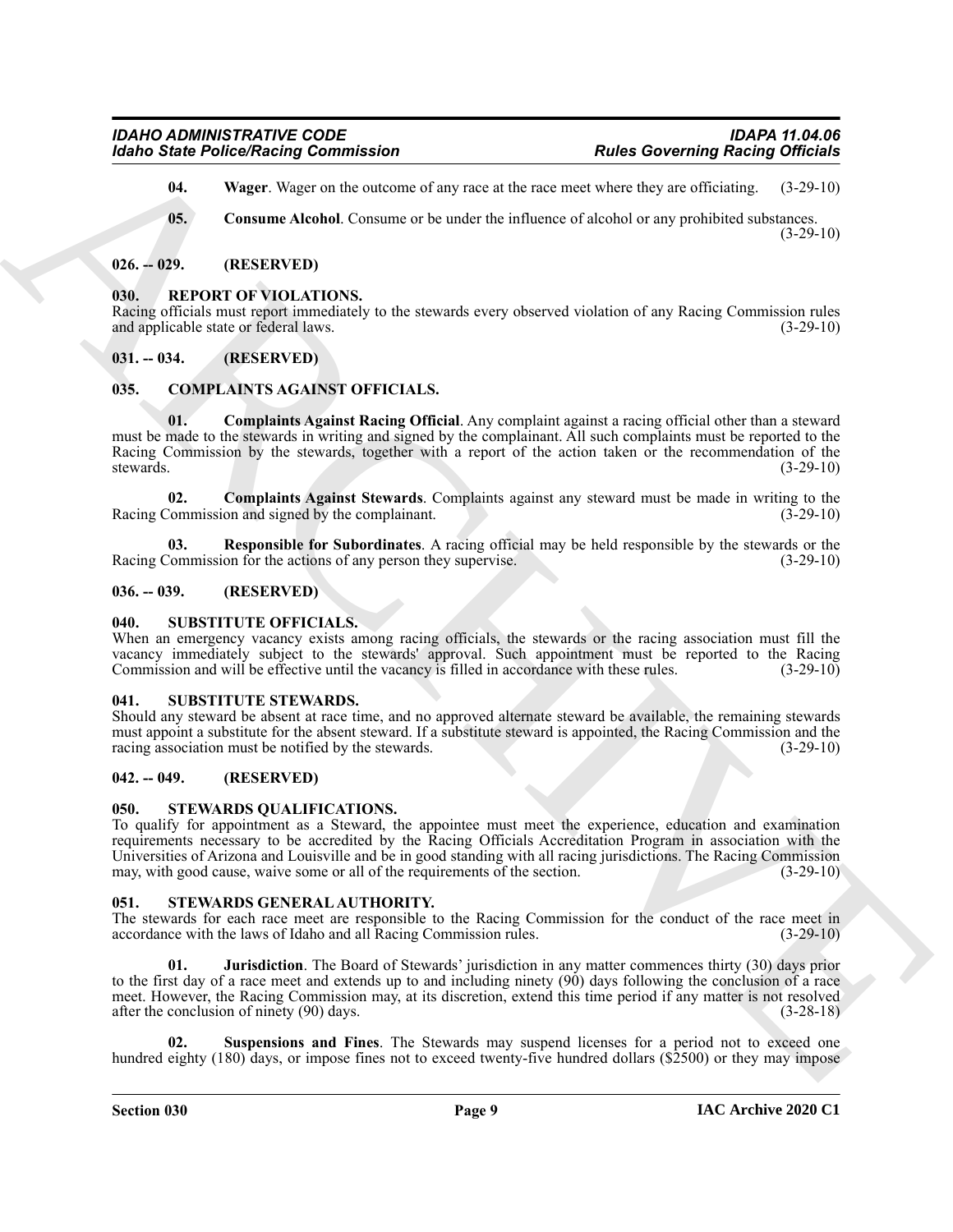**04. Wager**. Wager on the outcome of any race at the race meet where they are officiating. (3-29-10)

**05. Consume Alcohol**. Consume or be under the influence of alcohol or any prohibited substances. (3-29-10)

## 026. -- 029. (RESERVED)

## 030. REPORT OF VIOLATIONS.

Racing officials must report immediately to the stewards every observed violation of any Racing Commission rules and applicable state or federal laws. (3-29-10)

## 031. -- 034. (RESERVED)

## 035. COMPLAINTS AGAINST OFFICIALS.

**01. Complaints Against Racing Official**. Any complaint against a racing official other than a steward must be made to the stewards in writing and signed by the complainant. All such complaints must be reported to the Racing Commission by the stewards, together with a report of the action taken or the recommendation of the stewards. (3-29-10)

**02. Complaints Against Stewards**. Complaints against any steward must be made in writing to the Racing Commission and signed by the complainant. (3-29-10)

**03. Responsible for Subordinates**. A racing official may be held responsible by the stewards or the Racing Commission for the actions of any person they supervise. (3-29-10)

## 036. -- 039. (RESERVED)

## 040. SUBSTITUTE OFFICIALS.

When an emergency vacancy exists among racing officials, the stewards or the racing association must fill the vacancy immediately subject to the stewards' approval. Such appointment must be reported to the Racing Commission and will be effective until the vacancy is filled in accordance with these rules. (3-29-10)

## 041. SUBSTITUTE STEWARDS.

Should any steward be absent at race time, and no approved alternate steward be available, the remaining stewards must appoint a substitute for the absent steward. If a substitute steward is appointed, the Racing Commission and the racing association must be notified by the stewards. (3-29-10)

## 042. -- 049. (RESERVED)

## 050. STEWARDS QUALIFICATIONS.

To qualify for appointment as a Steward, the appointee must meet the experience, education and examination requirements necessary to be accredited by the Racing Officials Accreditation Program in association with the Universities of Arizona and Louisville and be in good standing with all racing jurisdictions. The Racing Commission may, with good cause, waive some or all of the requirements of the section. (3-29-10)

## 051. STEWARDS GENERAL AUTHORITY.

The stewards for each race meet are responsible to the Racing Commission for the conduct of the race meet in accordance with the laws of Idaho and all Racing Commission rules. (3-29-10)

**01. Jurisdiction**. The Board of Stewards' jurisdiction in any matter commences thirty (30) days prior to the first day of a race meet and extends up to and including ninety (90) days following the conclusion of a race meet. However, the Racing Commission may, at its discretion, extend this time period if any matter is not resolved after the conclusion of ninety (90) days. (3-28-18)

**02. Suspensions and Fines**. The Stewards may suspend licenses for a period not to exceed one hundred eighty (180) days, or impose fines not to exceed twenty-five hundred dollars ($2500) or they may impose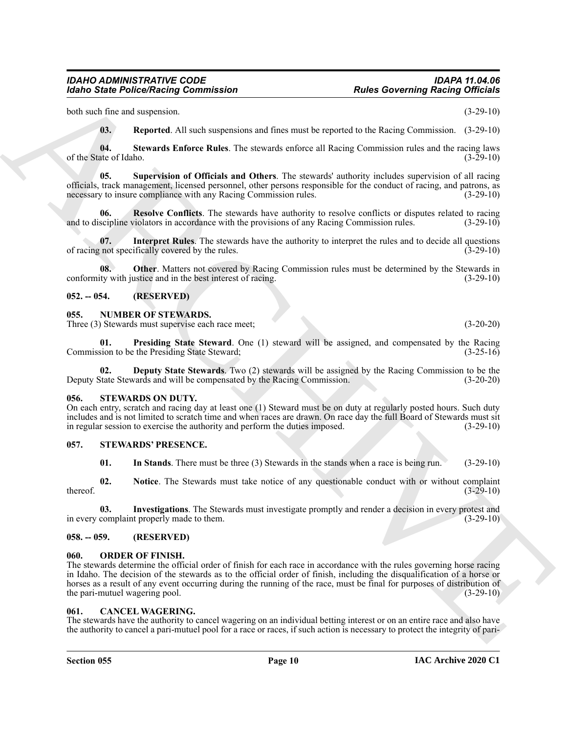both such fine and suspension. (3-29-10)

**03. Reported**. All such suspensions and fines must be reported to the Racing Commission. (3-29-10)

**04. Stewards Enforce Rules**. The stewards enforce all Racing Commission rules and the racing laws of the State of Idaho. (3-29-10)

**05. Supervision of Officials and Others**. The stewards' authority includes supervision of all racing officials, track management, licensed personnel, other persons responsible for the conduct of racing, and patrons, as necessary to insure compliance with any Racing Commission rules. (3-29-10)

**06. Resolve Conflicts**. The stewards have authority to resolve conflicts or disputes related to racing and to discipline violators in accordance with the provisions of any Racing Commission rules. (3-29-10)

**07. Interpret Rules**. The stewards have the authority to interpret the rules and to decide all questions of racing not specifically covered by the rules. (3-29-10)

**08. Other**. Matters not covered by Racing Commission rules must be determined by the Stewards in conformity with justice and in the best interest of racing. (3-29-10)

## 052. -- 054. (RESERVED)

## 055. NUMBER OF STEWARDS.

Three (3) Stewards must supervise each race meet; (3-20-20)

**01. Presiding State Steward**. One (1) steward will be assigned, and compensated by the Racing Commission to be the Presiding State Steward; (3-25-16)

**02. Deputy State Stewards**. Two (2) stewards will be assigned by the Racing Commission to be the Deputy State Stewards and will be compensated by the Racing Commission. (3-20-20)

## 056. STEWARDS ON DUTY.

On each entry, scratch and racing day at least one (1) Steward must be on duty at regularly posted hours. Such duty includes and is not limited to scratch time and when races are drawn. On race day the full Board of Stewards must sit in regular session to exercise the authority and perform the duties imposed. (3-29-10)

## 057. STEWARDS' PRESENCE.

**01. In Stands**. There must be three (3) Stewards in the stands when a race is being run. (3-29-10)

**02. Notice**. The Stewards must take notice of any questionable conduct with or without complaint thereof. (3-29-10)

**03. Investigations**. The Stewards must investigate promptly and render a decision in every protest and in every complaint properly made to them. (3-29-10)

## 058. -- 059. (RESERVED)

## 060. ORDER OF FINISH.

The stewards determine the official order of finish for each race in accordance with the rules governing horse racing in Idaho. The decision of the stewards as to the official order of finish, including the disqualification of a horse or horses as a result of any event occurring during the running of the race, must be final for purposes of distribution of the pari-mutuel wagering pool. (3-29-10)

## 061. CANCEL WAGERING.

The stewards have the authority to cancel wagering on an individual betting interest or on an entire race and also have the authority to cancel a pari-mutuel pool for a race or races, if such action is necessary to protect the integrity of pari-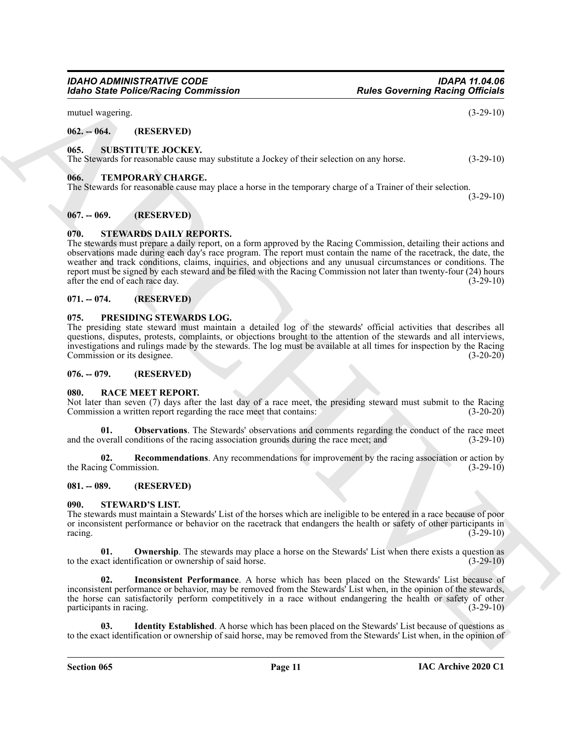mutuel wagering. (3-29-10)

### 062. -- 064. (RESERVED)

### 065. SUBSTITUTE JOCKEY.

The Stewards for reasonable cause may substitute a Jockey of their selection on any horse. (3-29-10)

### 066. TEMPORARY CHARGE.

The Stewards for reasonable cause may place a horse in the temporary charge of a Trainer of their selection. (3-29-10)

### 067. -- 069. (RESERVED)

### 070. STEWARDS DAILY REPORTS.

The stewards must prepare a daily report, on a form approved by the Racing Commission, detailing their actions and observations made during each day's race program. The report must contain the name of the racetrack, the date, the weather and track conditions, claims, inquiries, and objections and any unusual circumstances or conditions. The report must be signed by each steward and be filed with the Racing Commission not later than twenty-four (24) hours after the end of each race day. (3-29-10)

### 071. -- 074. (RESERVED)

### 075. PRESIDING STEWARDS LOG.

The presiding state steward must maintain a detailed log of the stewards' official activities that describes all questions, disputes, protests, complaints, or objections brought to the attention of the stewards and all interviews, investigations and rulings made by the stewards. The log must be available at all times for inspection by the Racing Commission or its designee. (3-20-20)

### 076. -- 079. (RESERVED)

### 080. RACE MEET REPORT.

Not later than seven (7) days after the last day of a race meet, the presiding steward must submit to the Racing Commission a written report regarding the race meet that contains: (3-20-20)

**01. Observations**. The Stewards' observations and comments regarding the conduct of the race meet and the overall conditions of the racing association grounds during the race meet; and (3-29-10)

**02. Recommendations**. Any recommendations for improvement by the racing association or action by the Racing Commission. (3-29-10)

### 081. -- 089. (RESERVED)

### 090. STEWARD'S LIST.

The stewards must maintain a Stewards' List of the horses which are ineligible to be entered in a race because of poor or inconsistent performance or behavior on the racetrack that endangers the health or safety of other participants in racing. (3-29-10)

**01. Ownership**. The stewards may place a horse on the Stewards' List when there exists a question as to the exact identification or ownership of said horse. (3-29-10)

**02. Inconsistent Performance**. A horse which has been placed on the Stewards' List because of inconsistent performance or behavior, may be removed from the Stewards' List when, in the opinion of the stewards, the horse can satisfactorily perform competitively in a race without endangering the health or safety of other participants in racing. (3-29-10)

**03. Identity Established**. A horse which has been placed on the Stewards' List because of questions as to the exact identification or ownership of said horse, may be removed from the Stewards' List when, in the opinion of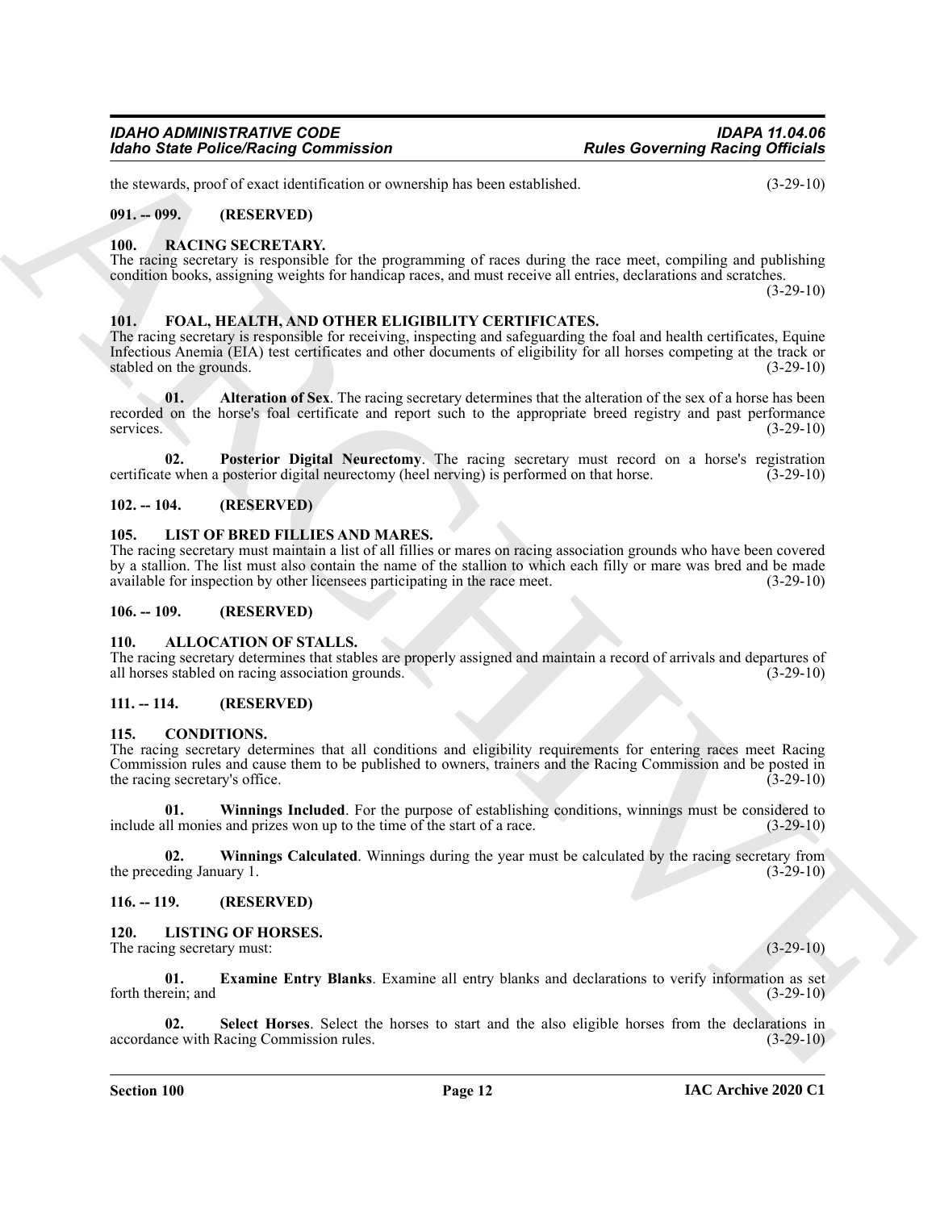the stewards, proof of exact identification or ownership has been established. (3-29-10)

## 091. -- 099. (RESERVED)

## 100. RACING SECRETARY.

The racing secretary is responsible for the programming of races during the race meet, compiling and publishing condition books, assigning weights for handicap races, and must receive all entries, declarations and scratches. (3-29-10)

## 101. FOAL, HEALTH, AND OTHER ELIGIBILITY CERTIFICATES.

The racing secretary is responsible for receiving, inspecting and safeguarding the foal and health certificates, Equine Infectious Anemia (EIA) test certificates and other documents of eligibility for all horses competing at the track or stabled on the grounds. (3-29-10)

**01. Alteration of Sex**. The racing secretary determines that the alteration of the sex of a horse has been recorded on the horse's foal certificate and report such to the appropriate breed registry and past performance services. (3-29-10)

**02. Posterior Digital Neurectomy**. The racing secretary must record on a horse's registration certificate when a posterior digital neurectomy (heel nerving) is performed on that horse. (3-29-10)

## 102. -- 104. (RESERVED)

## 105. LIST OF BRED FILLIES AND MARES.

The racing secretary must maintain a list of all fillies or mares on racing association grounds who have been covered by a stallion. The list must also contain the name of the stallion to which each filly or mare was bred and be made available for inspection by other licensees participating in the race meet. (3-29-10)

## 106. -- 109. (RESERVED)

## 110. ALLOCATION OF STALLS.

The racing secretary determines that stables are properly assigned and maintain a record of arrivals and departures of all horses stabled on racing association grounds. (3-29-10)

## 111. -- 114. (RESERVED)

## 115. CONDITIONS.

The racing secretary determines that all conditions and eligibility requirements for entering races meet Racing Commission rules and cause them to be published to owners, trainers and the Racing Commission and be posted in the racing secretary's office. (3-29-10)

**01. Winnings Included**. For the purpose of establishing conditions, winnings must be considered to include all monies and prizes won up to the time of the start of a race. (3-29-10)

**02. Winnings Calculated**. Winnings during the year must be calculated by the racing secretary from the preceding January 1. (3-29-10)

## 116. -- 119. (RESERVED)

## 120. LISTING OF HORSES.

The racing secretary must: (3-29-10)

**01. Examine Entry Blanks**. Examine all entry blanks and declarations to verify information as set forth therein; and (3-29-10)

**02. Select Horses**. Select the horses to start and the also eligible horses from the declarations in accordance with Racing Commission rules. (3-29-10)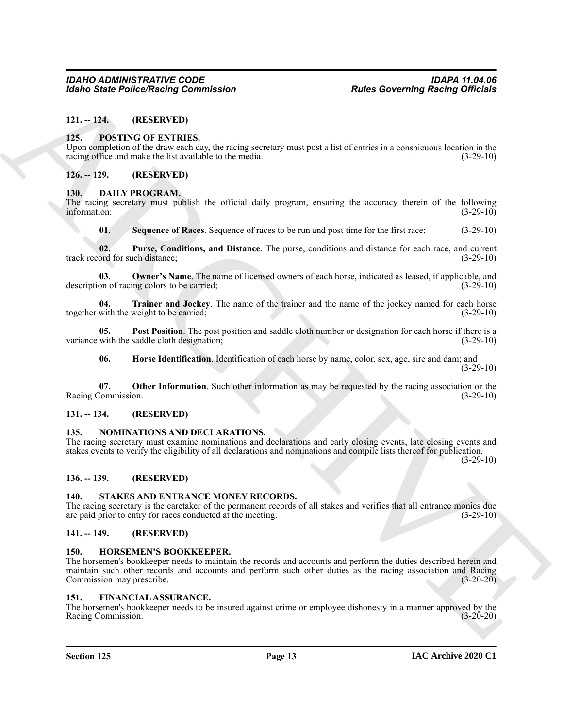**121. -- 124. (RESERVED)**

**125. POSTING OF ENTRIES.**

Upon completion of the draw each day, the racing secretary must post a list of entries in a conspicuous location in the racing office and make the list available to the media. (3-29-10)

**126. -- 129. (RESERVED)**

**130. DAILY PROGRAM.**

The racing secretary must publish the official daily program, ensuring the accuracy therein of the following information: (3-29-10)

**01. Sequence of Races**. Sequence of races to be run and post time for the first race; (3-29-10)

**02. Purse, Conditions, and Distance**. The purse, conditions and distance for each race, and current track record for such distance; (3-29-10)

**03. Owner's Name**. The name of licensed owners of each horse, indicated as leased, if applicable, and description of racing colors to be carried; (3-29-10)

**04. Trainer and Jockey**. The name of the trainer and the name of the jockey named for each horse together with the weight to be carried; (3-29-10)

**05. Post Position**. The post position and saddle cloth number or designation for each horse if there is a variance with the saddle cloth designation; (3-29-10)

**06. Horse Identification**. Identification of each horse by name, color, sex, age, sire and dam; and (3-29-10)

**07. Other Information**. Such other information as may be requested by the racing association or the Racing Commission. (3-29-10)

**131. -- 134. (RESERVED)**

**135. NOMINATIONS AND DECLARATIONS.**

The racing secretary must examine nominations and declarations and early closing events, late closing events and stakes events to verify the eligibility of all declarations and nominations and compile lists thereof for publication. (3-29-10)

**136. -- 139. (RESERVED)**

**140. STAKES AND ENTRANCE MONEY RECORDS.**

The racing secretary is the caretaker of the permanent records of all stakes and verifies that all entrance monies due are paid prior to entry for races conducted at the meeting. (3-29-10)

**141. -- 149. (RESERVED)**

**150. HORSEMEN'S BOOKKEEPER.**

The horsemen's bookkeeper needs to maintain the records and accounts and perform the duties described herein and maintain such other records and accounts and perform such other duties as the racing association and Racing Commission may prescribe. (3-20-20)

**151. FINANCIAL ASSURANCE.**

The horsemen's bookkeeper needs to be insured against crime or employee dishonesty in a manner approved by the Racing Commission. (3-20-20)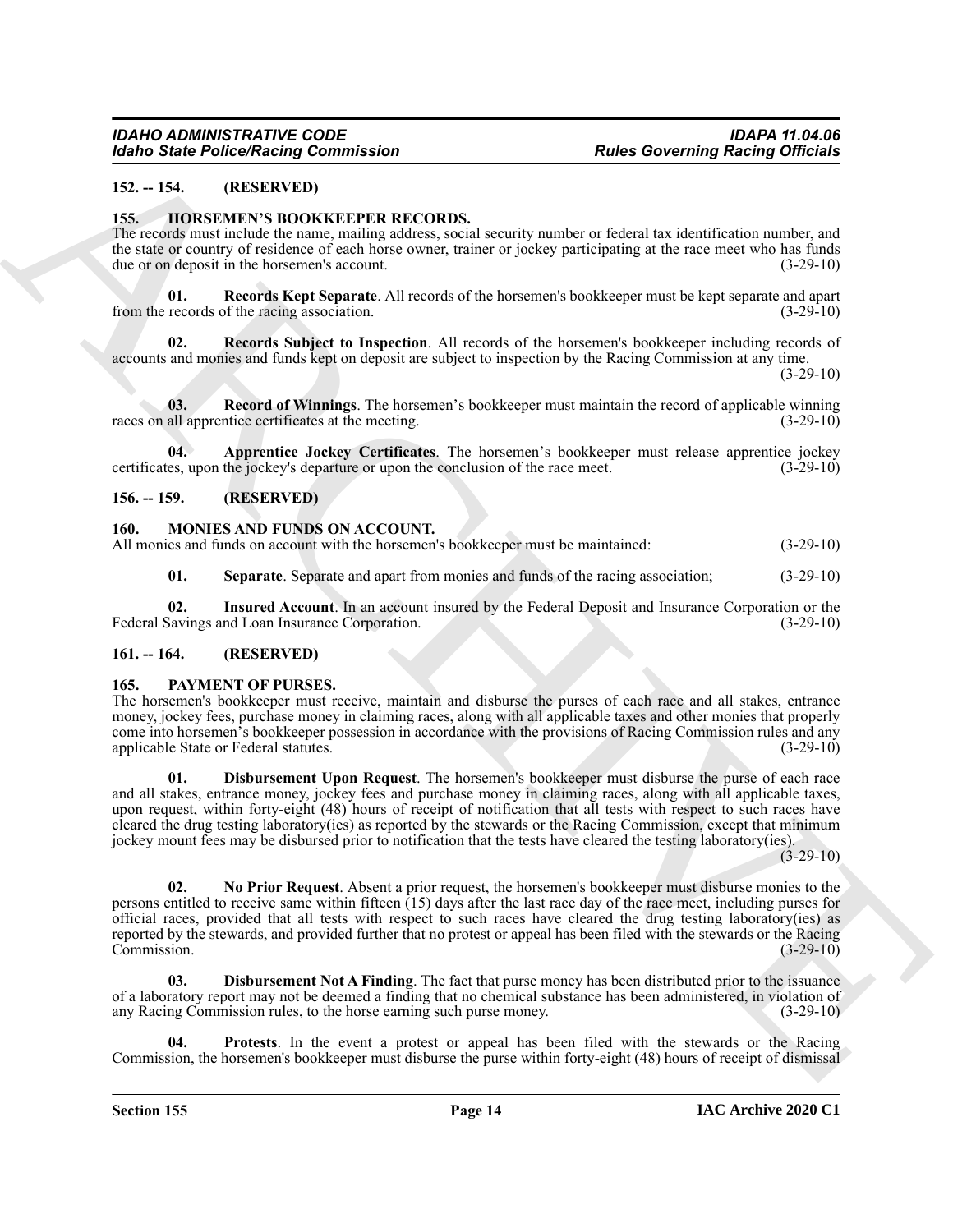### 152. -- 154. (RESERVED)

### 155. HORSEMEN'S BOOKKEEPER RECORDS.

The records must include the name, mailing address, social security number or federal tax identification number, and the state or country of residence of each horse owner, trainer or jockey participating at the race meet who has funds due or on deposit in the horsemen's account. (3-29-10)

**01. Records Kept Separate**. All records of the horsemen's bookkeeper must be kept separate and apart from the records of the racing association. (3-29-10)

**02. Records Subject to Inspection**. All records of the horsemen's bookkeeper including records of accounts and monies and funds kept on deposit are subject to inspection by the Racing Commission at any time. (3-29-10)

**03. Record of Winnings**. The horsemen's bookkeeper must maintain the record of applicable winning races on all apprentice certificates at the meeting. (3-29-10)

**04. Apprentice Jockey Certificates**. The horsemen's bookkeeper must release apprentice jockey certificates, upon the jockey's departure or upon the conclusion of the race meet. (3-29-10)

### 156. -- 159. (RESERVED)

### 160. MONIES AND FUNDS ON ACCOUNT.

All monies and funds on account with the horsemen's bookkeeper must be maintained: (3-29-10)

**01. Separate**. Separate and apart from monies and funds of the racing association; (3-29-10)

**02. Insured Account**. In an account insured by the Federal Deposit and Insurance Corporation or the Federal Savings and Loan Insurance Corporation. (3-29-10)

### 161. -- 164. (RESERVED)

### 165. PAYMENT OF PURSES.

The horsemen's bookkeeper must receive, maintain and disburse the purses of each race and all stakes, entrance money, jockey fees, purchase money in claiming races, along with all applicable taxes and other monies that properly come into horsemen's bookkeeper possession in accordance with the provisions of Racing Commission rules and any applicable State or Federal statutes. (3-29-10)

**01. Disbursement Upon Request**. The horsemen's bookkeeper must disburse the purse of each race and all stakes, entrance money, jockey fees and purchase money in claiming races, along with all applicable taxes, upon request, within forty-eight (48) hours of receipt of notification that all tests with respect to such races have cleared the drug testing laboratory(ies) as reported by the stewards or the Racing Commission, except that minimum jockey mount fees may be disbursed prior to notification that the tests have cleared the testing laboratory(ies). (3-29-10)

**02. No Prior Request**. Absent a prior request, the horsemen's bookkeeper must disburse monies to the persons entitled to receive same within fifteen (15) days after the last race day of the race meet, including purses for official races, provided that all tests with respect to such races have cleared the drug testing laboratory(ies) as reported by the stewards, and provided further that no protest or appeal has been filed with the stewards or the Racing Commission. (3-29-10)

**03. Disbursement Not A Finding**. The fact that purse money has been distributed prior to the issuance of a laboratory report may not be deemed a finding that no chemical substance has been administered, in violation of any Racing Commission rules, to the horse earning such purse money. (3-29-10)

**04. Protests**. In the event a protest or appeal has been filed with the stewards or the Racing Commission, the horsemen's bookkeeper must disburse the purse within forty-eight (48) hours of receipt of dismissal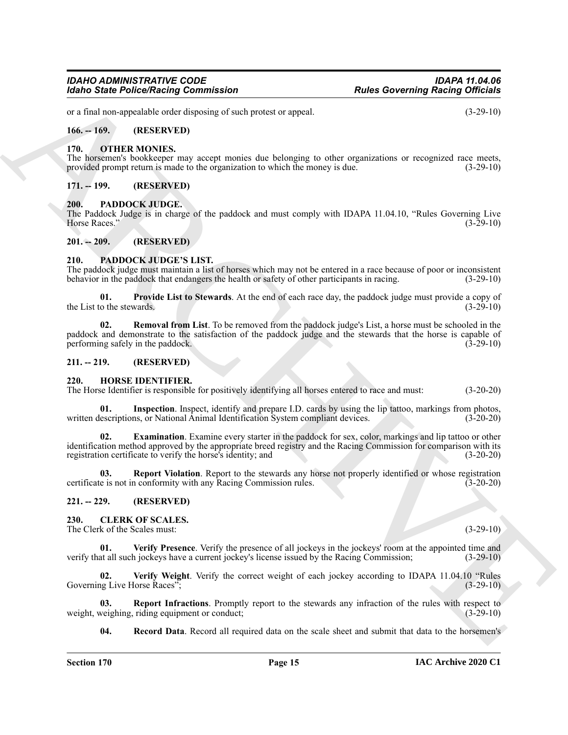or a final non-appealable order disposing of such protest or appeal. (3-29-10)

**166. -- 169. (RESERVED)**

**170. OTHER MONIES.**

The horsemen's bookkeeper may accept monies due belonging to other organizations or recognized race meets, provided prompt return is made to the organization to which the money is due. (3-29-10)

**171. -- 199. (RESERVED)**

**200. PADDOCK JUDGE.**

The Paddock Judge is in charge of the paddock and must comply with IDAPA 11.04.10, "Rules Governing Live Horse Races." (3-29-10)

**201. -- 209. (RESERVED)**

**210. PADDOCK JUDGE'S LIST.**

The paddock judge must maintain a list of horses which may not be entered in a race because of poor or inconsistent behavior in the paddock that endangers the health or safety of other participants in racing. (3-29-10)

**01. Provide List to Stewards**. At the end of each race day, the paddock judge must provide a copy of the List to the stewards. (3-29-10)

**02. Removal from List**. To be removed from the paddock judge's List, a horse must be schooled in the paddock and demonstrate to the satisfaction of the paddock judge and the stewards that the horse is capable of performing safely in the paddock. (3-29-10)

**211. -- 219. (RESERVED)**

**220. HORSE IDENTIFIER.**

The Horse Identifier is responsible for positively identifying all horses entered to race and must: (3-20-20)

**01. Inspection**. Inspect, identify and prepare I.D. cards by using the lip tattoo, markings from photos, written descriptions, or National Animal Identification System compliant devices. (3-20-20)

**02. Examination**. Examine every starter in the paddock for sex, color, markings and lip tattoo or other identification method approved by the appropriate breed registry and the Racing Commission for comparison with its registration certificate to verify the horse's identity; and (3-20-20)

**03. Report Violation**. Report to the stewards any horse not properly identified or whose registration certificate is not in conformity with any Racing Commission rules. (3-20-20)

**221. -- 229. (RESERVED)**

**230. CLERK OF SCALES.**

The Clerk of the Scales must: (3-29-10)

**01. Verify Presence**. Verify the presence of all jockeys in the jockeys' room at the appointed time and verify that all such jockeys have a current jockey's license issued by the Racing Commission; (3-29-10)

**02. Verify Weight**. Verify the correct weight of each jockey according to IDAPA 11.04.10 "Rules Governing Live Horse Races"; (3-29-10)

**03. Report Infractions**. Promptly report to the stewards any infraction of the rules with respect to weight, weighing, riding equipment or conduct; (3-29-10)

**04. Record Data**. Record all required data on the scale sheet and submit that data to the horsemen's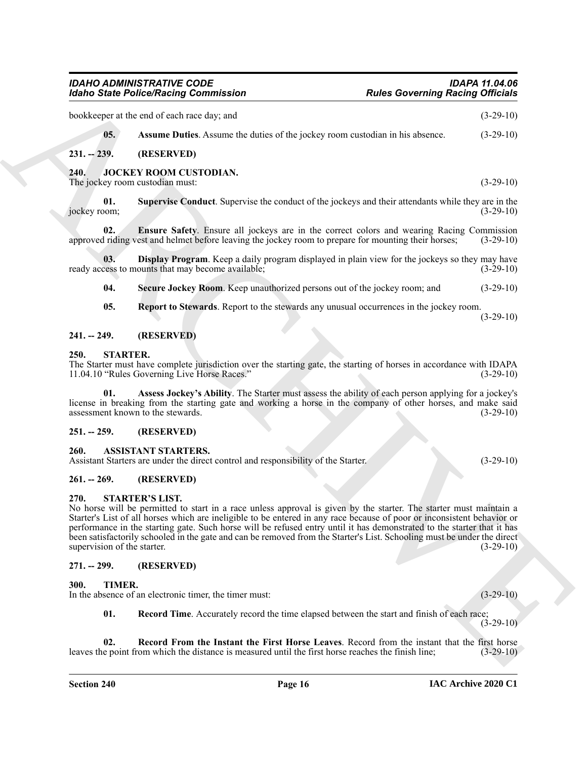bookkeeper at the end of each race day; and (3-29-10)

**05. Assume Duties**. Assume the duties of the jockey room custodian in his absence. (3-29-10)

## 231. -- 239. (RESERVED)

## 240. JOCKEY ROOM CUSTODIAN.

The jockey room custodian must: (3-29-10)

**01. Supervise Conduct**. Supervise the conduct of the jockeys and their attendants while they are in the jockey room; (3-29-10)

**02. Ensure Safety**. Ensure all jockeys are in the correct colors and wearing Racing Commission approved riding vest and helmet before leaving the jockey room to prepare for mounting their horses; (3-29-10)

**03. Display Program**. Keep a daily program displayed in plain view for the jockeys so they may have ready access to mounts that may become available; (3-29-10)

**04. Secure Jockey Room**. Keep unauthorized persons out of the jockey room; and (3-29-10)

**05. Report to Stewards**. Report to the stewards any unusual occurrences in the jockey room. (3-29-10)

## 241. -- 249. (RESERVED)

## 250. STARTER.

The Starter must have complete jurisdiction over the starting gate, the starting of horses in accordance with IDAPA 11.04.10 "Rules Governing Live Horse Races." (3-29-10)

**01. Assess Jockey's Ability**. The Starter must assess the ability of each person applying for a jockey's license in breaking from the starting gate and working a horse in the company of other horses, and make said assessment known to the stewards. (3-29-10)

## 251. -- 259. (RESERVED)

## 260. ASSISTANT STARTERS.

Assistant Starters are under the direct control and responsibility of the Starter. (3-29-10)

## 261. -- 269. (RESERVED)

## 270. STARTER'S LIST.

No horse will be permitted to start in a race unless approval is given by the starter. The starter must maintain a Starter's List of all horses which are ineligible to be entered in any race because of poor or inconsistent behavior or performance in the starting gate. Such horse will be refused entry until it has demonstrated to the starter that it has been satisfactorily schooled in the gate and can be removed from the Starter's List. Schooling must be under the direct supervision of the starter. (3-29-10)

## 271. -- 299. (RESERVED)

## 300. TIMER.

In the absence of an electronic timer, the timer must: (3-29-10)

**01. Record Time**. Accurately record the time elapsed between the start and finish of each race; (3-29-10)

**02. Record From the Instant the First Horse Leaves**. Record from the instant that the first horse leaves the point from which the distance is measured until the first horse reaches the finish line; (3-29-10)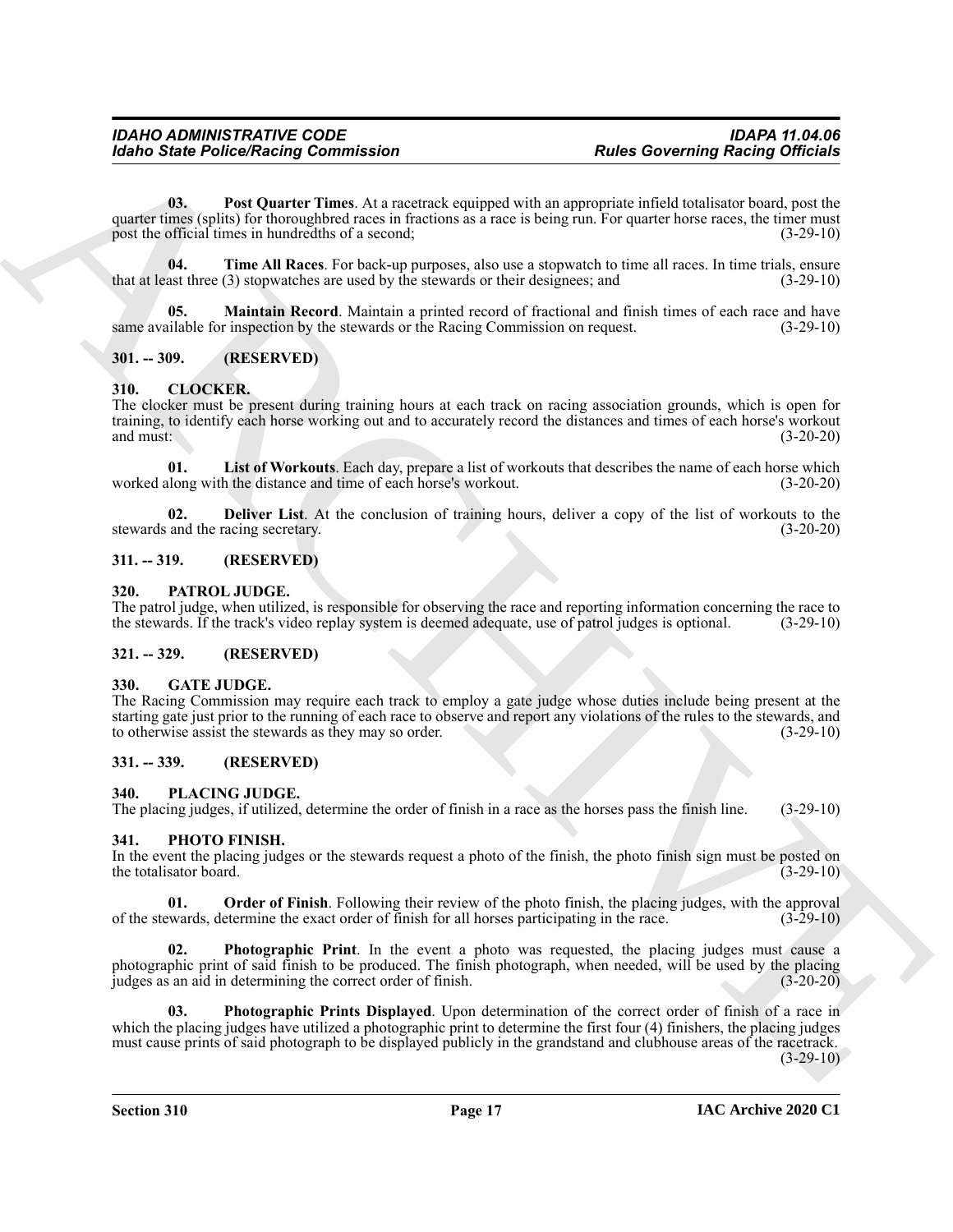**03. Post Quarter Times**. At a racetrack equipped with an appropriate infield totalisator board, post the quarter times (splits) for thoroughbred races in fractions as a race is being run. For quarter horse races, the timer must post the official times in hundredths of a second; (3-29-10)

**04. Time All Races**. For back-up purposes, also use a stopwatch to time all races. In time trials, ensure that at least three (3) stopwatches are used by the stewards or their designees; and (3-29-10)

**05. Maintain Record**. Maintain a printed record of fractional and finish times of each race and have same available for inspection by the stewards or the Racing Commission on request. (3-29-10)

## 301. -- 309. (RESERVED)

## 310. CLOCKER.

The clocker must be present during training hours at each track on racing association grounds, which is open for training, to identify each horse working out and to accurately record the distances and times of each horse's workout and must: (3-20-20)

**01. List of Workouts**. Each day, prepare a list of workouts that describes the name of each horse which worked along with the distance and time of each horse's workout. (3-20-20)

**02. Deliver List**. At the conclusion of training hours, deliver a copy of the list of workouts to the stewards and the racing secretary. (3-20-20)

## 311. -- 319. (RESERVED)

## 320. PATROL JUDGE.

The patrol judge, when utilized, is responsible for observing the race and reporting information concerning the race to the stewards. If the track's video replay system is deemed adequate, use of patrol judges is optional. (3-29-10)

## 321. -- 329. (RESERVED)

## 330. GATE JUDGE.

The Racing Commission may require each track to employ a gate judge whose duties include being present at the starting gate just prior to the running of each race to observe and report any violations of the rules to the stewards, and to otherwise assist the stewards as they may so order. (3-29-10)

## 331. -- 339. (RESERVED)

## 340. PLACING JUDGE.

The placing judges, if utilized, determine the order of finish in a race as the horses pass the finish line. (3-29-10)

## 341. PHOTO FINISH.

In the event the placing judges or the stewards request a photo of the finish, the photo finish sign must be posted on the totalisator board. (3-29-10)

**01. Order of Finish**. Following their review of the photo finish, the placing judges, with the approval of the stewards, determine the exact order of finish for all horses participating in the race. (3-29-10)

**02. Photographic Print**. In the event a photo was requested, the placing judges must cause a photographic print of said finish to be produced. The finish photograph, when needed, will be used by the placing judges as an aid in determining the correct order of finish. (3-20-20)

**03. Photographic Prints Displayed**. Upon determination of the correct order of finish of a race in which the placing judges have utilized a photographic print to determine the first four (4) finishers, the placing judges must cause prints of said photograph to be displayed publicly in the grandstand and clubhouse areas of the racetrack. (3-29-10)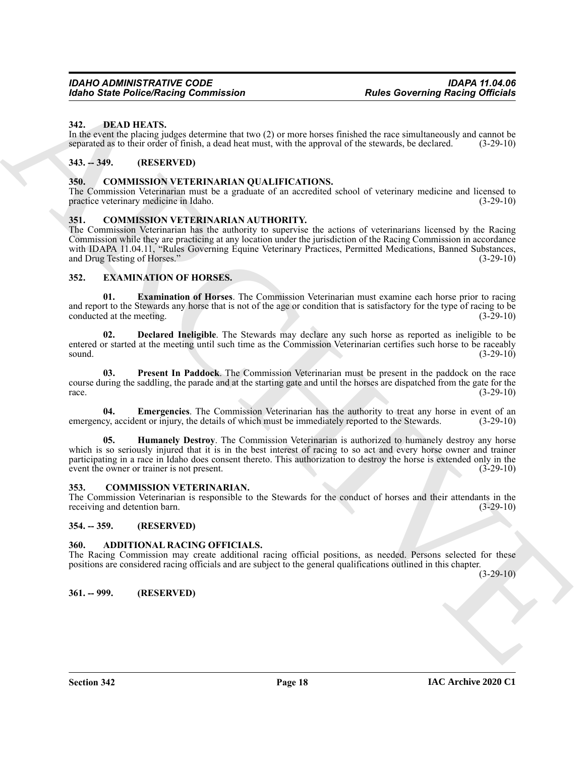### 342. DEAD HEATS.

In the event the placing judges determine that two (2) or more horses finished the race simultaneously and cannot be separated as to their order of finish, a dead heat must, with the approval of the stewards, be declared. (3-29-10)

### 343. -- 349. (RESERVED)

### 350. COMMISSION VETERINARIAN QUALIFICATIONS.

The Commission Veterinarian must be a graduate of an accredited school of veterinary medicine and licensed to practice veterinary medicine in Idaho. (3-29-10)

### 351. COMMISSION VETERINARIAN AUTHORITY.

The Commission Veterinarian has the authority to supervise the actions of veterinarians licensed by the Racing Commission while they are practicing at any location under the jurisdiction of the Racing Commission in accordance with IDAPA 11.04.11, "Rules Governing Equine Veterinary Practices, Permitted Medications, Banned Substances, and Drug Testing of Horses." (3-29-10)

### 352. EXAMINATION OF HORSES.

**01. Examination of Horses**. The Commission Veterinarian must examine each horse prior to racing and report to the Stewards any horse that is not of the age or condition that is satisfactory for the type of racing to be conducted at the meeting. (3-29-10)

**02. Declared Ineligible**. The Stewards may declare any such horse as reported as ineligible to be entered or started at the meeting until such time as the Commission Veterinarian certifies such horse to be raceably sound. (3-29-10)

**03. Present In Paddock**. The Commission Veterinarian must be present in the paddock on the race course during the saddling, the parade and at the starting gate and until the horses are dispatched from the gate for the race. (3-29-10)

**04. Emergencies**. The Commission Veterinarian has the authority to treat any horse in event of an emergency, accident or injury, the details of which must be immediately reported to the Stewards. (3-29-10)

**05. Humanely Destroy**. The Commission Veterinarian is authorized to humanely destroy any horse which is so seriously injured that it is in the best interest of racing to so act and every horse owner and trainer participating in a race in Idaho does consent thereto. This authorization to destroy the horse is extended only in the event the owner or trainer is not present. (3-29-10)

### 353. COMMISSION VETERINARIAN.

The Commission Veterinarian is responsible to the Stewards for the conduct of horses and their attendants in the receiving and detention barn. (3-29-10)

### 354. -- 359. (RESERVED)

### 360. ADDITIONAL RACING OFFICIALS.

The Racing Commission may create additional racing official positions, as needed. Persons selected for these positions are considered racing officials and are subject to the general qualifications outlined in this chapter. (3-29-10)

### 361. -- 999. (RESERVED)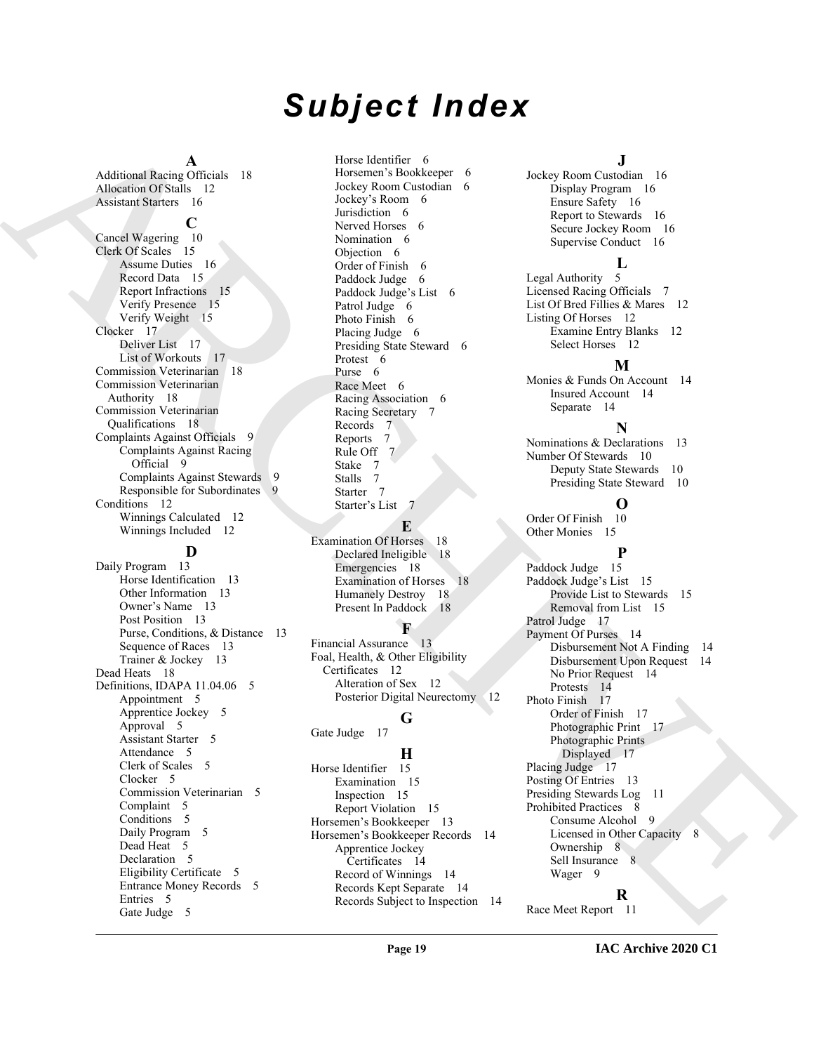# Subject Index

**A**

Additional Racing Officials 18
Allocation Of Stalls 12
Assistant Starters 16

**C**

Cancel Wagering 10
Clerk Of Scales 15
- Assume Duties 16
- Record Data 15
- Report Infractions 15
- Verify Presence 15
- Verify Weight 15

Clocker 17
- Deliver List 17
- List of Workouts 17

Commission Veterinarian 18
Commission Veterinarian Authority 18
Commission Veterinarian Qualifications 18
Complaints Against Officials 9
- Complaints Against Racing Official 9
- Complaints Against Stewards 9
- Responsible for Subordinates 9

Conditions 12
- Winnings Calculated 12
- Winnings Included 12

**D**

Daily Program 13
- Horse Identification 13
- Other Information 13
- Owner's Name 13
- Post Position 13
- Purse, Conditions, & Distance 13
- Sequence of Races 13
- Trainer & Jockey 13

Dead Heats 18
Definitions, IDAPA 11.04.06 5
- Appointment 5
- Apprentice Jockey 5
- Approval 5
- Assistant Starter 5
- Attendance 5
- Clerk of Scales 5
- Clocker 5
- Commission Veterinarian 5
- Complaint 5
- Conditions 5
- Daily Program 5
- Dead Heat 5
- Declaration 5
- Eligibility Certificate 5
- Entrance Money Records 5
- Entries 5
- Gate Judge 5
- Horse Identifier 6
- Horsemen's Bookkeeper 6
- Jockey Room Custodian 6
- Jockey's Room 6
- Jurisdiction 6
- Nerved Horses 6
- Nomination 6
- Objection 6
- Order of Finish 6
- Paddock Judge 6
- Paddock Judge's List 6
- Patrol Judge 6
- Photo Finish 6
- Placing Judge 6
- Presiding State Steward 6
- Protest 6
- Purse 6
- Race Meet 6
- Racing Association 6
- Racing Secretary 7
- Records 7
- Reports 7
- Rule Off 7
- Stake 7
- Stalls 7
- Starter 7
- Starter's List 7

**E**

Examination Of Horses 18
- Declared Ineligible 18
- Emergencies 18
- Examination of Horses 18
- Humanely Destroy 18
- Present In Paddock 18

**F**

Financial Assurance 13
Foal, Health, & Other Eligibility Certificates 12
- Alteration of Sex 12
- Posterior Digital Neurectomy 12

**G**

Gate Judge 17

**H**

Horse Identifier 15
- Examination 15
- Inspection 15
- Report Violation 15

Horsemen's Bookkeeper 13
Horsemen's Bookkeeper Records 14
- Apprentice Jockey Certificates 14
- Record of Winnings 14
- Records Kept Separate 14
- Records Subject to Inspection 14

**J**

Jockey Room Custodian 16
- Display Program 16
- Ensure Safety 16
- Report to Stewards 16
- Secure Jockey Room 16
- Supervise Conduct 16

**L**

Legal Authority 5
Licensed Racing Officials 7
List Of Bred Fillies & Mares 12
Listing Of Horses 12
- Examine Entry Blanks 12
- Select Horses 12

**M**

Monies & Funds On Account 14
- Insured Account 14
- Separate 14

**N**

Nominations & Declarations 13
Number Of Stewards 10
- Deputy State Stewards 10
- Presiding State Steward 10

**O**

Order Of Finish 10
Other Monies 15

**P**

Paddock Judge 15
Paddock Judge's List 15
- Provide List to Stewards 15
- Removal from List 15

Patrol Judge 17
Payment Of Purses 14
- Disbursement Not A Finding 14
- Disbursement Upon Request 14
- No Prior Request 14
- Protests 14

Photo Finish 17
- Order of Finish 17
- Photographic Print 17
- Photographic Prints Displayed 17

Placing Judge 17
Posting Of Entries 13
Presiding Stewards Log 11
Prohibited Practices 8
- Consume Alcohol 9
- Licensed in Other Capacity 8
- Ownership 8
- Sell Insurance 8
- Wager 9

**R**

Race Meet Report 11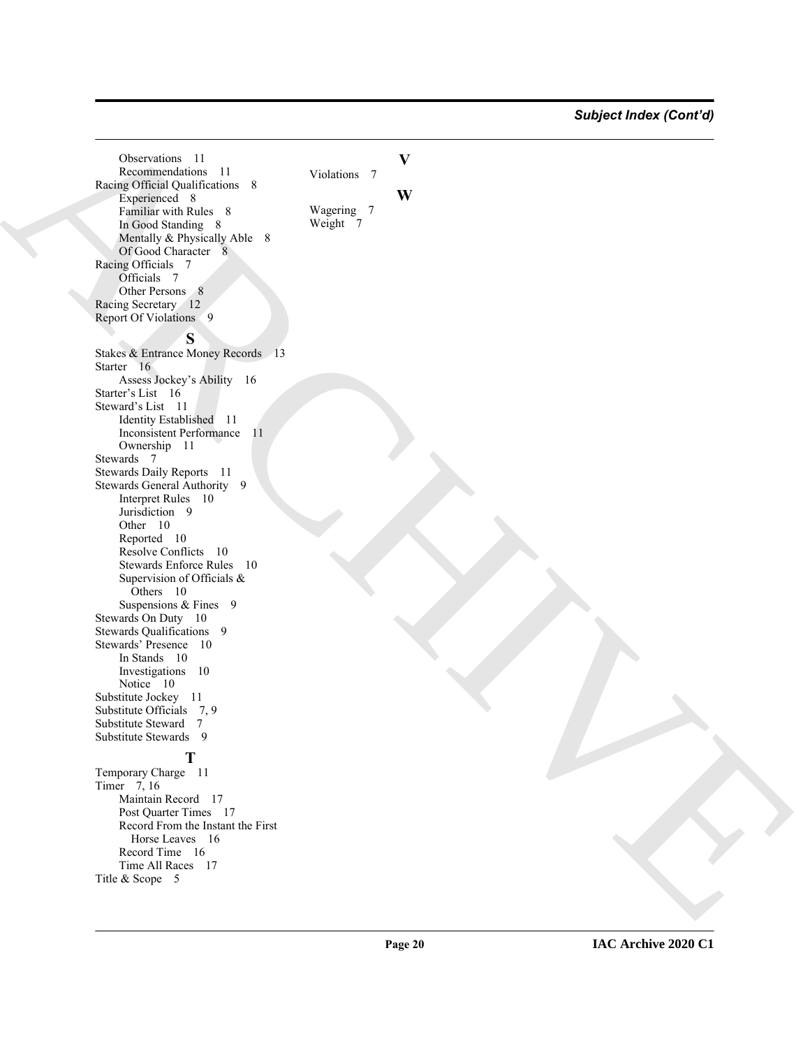Observations 11
Recommendations 11
Racing Official Qualifications 8
Experienced 8
Familiar with Rules 8
In Good Standing 8
Mentally & Physically Able 8
Of Good Character 8
Racing Officials 7
Officials 7
Other Persons 8
Racing Secretary 12
Report Of Violations 9

**S**

Stakes & Entrance Money Records 13
Starter 16
Assess Jockey's Ability 16
Starter's List 16
Steward's List 11
Identity Established 11
Inconsistent Performance 11
Ownership 11
Stewards 7
Stewards Daily Reports 11
Stewards General Authority 9
Interpret Rules 10
Jurisdiction 9
Other 10
Reported 10
Resolve Conflicts 10
Stewards Enforce Rules 10
Supervision of Officials & Others 10
Suspensions & Fines 9
Stewards On Duty 10
Stewards Qualifications 9
Stewards' Presence 10
In Stands 10
Investigations 10
Notice 10
Substitute Jockey 11
Substitute Officials 7, 9
Substitute Steward 7
Substitute Stewards 9

**T**

Temporary Charge 11
Timer 7, 16
Maintain Record 17
Post Quarter Times 17
Record From the Instant the First Horse Leaves 16
Record Time 16
Time All Races 17
Title & Scope 5

**V**

Violations 7

**W**

Wagering 7
Weight 7